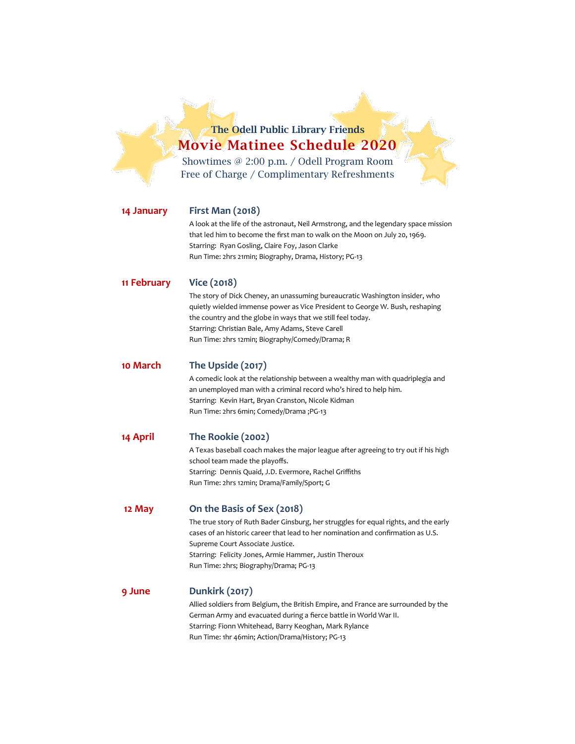### The Odell Public Library Friends

# Movie Matinee Schedule 2020

Showtimes @ 2:00 p.m. / Odell Program Room
Free of Charge / Complimentary Refreshments

**14 January** — **First Man (2018)**

A look at the life of the astronaut, Neil Armstrong, and the legendary space mission that led him to become the first man to walk on the Moon on July 20, 1969.
Starring: Ryan Gosling, Claire Foy, Jason Clarke
Run Time: 2hrs 21min; Biography, Drama, History; PG-13

**11 February** — **Vice (2018)**

The story of Dick Cheney, an unassuming bureaucratic Washington insider, who quietly wielded immense power as Vice President to George W. Bush, reshaping the country and the globe in ways that we still feel today.
Starring: Christian Bale, Amy Adams, Steve Carell
Run Time: 2hrs 12min; Biography/Comedy/Drama; R

**10 March** — **The Upside (2017)**

A comedic look at the relationship between a wealthy man with quadriplegia and an unemployed man with a criminal record who's hired to help him.
Starring: Kevin Hart, Bryan Cranston, Nicole Kidman
Run Time: 2hrs 6min; Comedy/Drama ;PG-13

**14 April** — **The Rookie (2002)**

A Texas baseball coach makes the major league after agreeing to try out if his high school team made the playoffs.
Starring: Dennis Quaid, J.D. Evermore, Rachel Griffiths
Run Time: 2hrs 12min; Drama/Family/Sport; G

**12 May** — **On the Basis of Sex (2018)**

The true story of Ruth Bader Ginsburg, her struggles for equal rights, and the early cases of an historic career that lead to her nomination and confirmation as U.S. Supreme Court Associate Justice.
Starring: Felicity Jones, Armie Hammer, Justin Theroux
Run Time: 2hrs; Biography/Drama; PG-13

**9 June** — **Dunkirk (2017)**

Allied soldiers from Belgium, the British Empire, and France are surrounded by the German Army and evacuated during a fierce battle in World War II.
Starring: Fionn Whitehead, Barry Keoghan, Mark Rylance
Run Time: 1hr 46min; Action/Drama/History; PG-13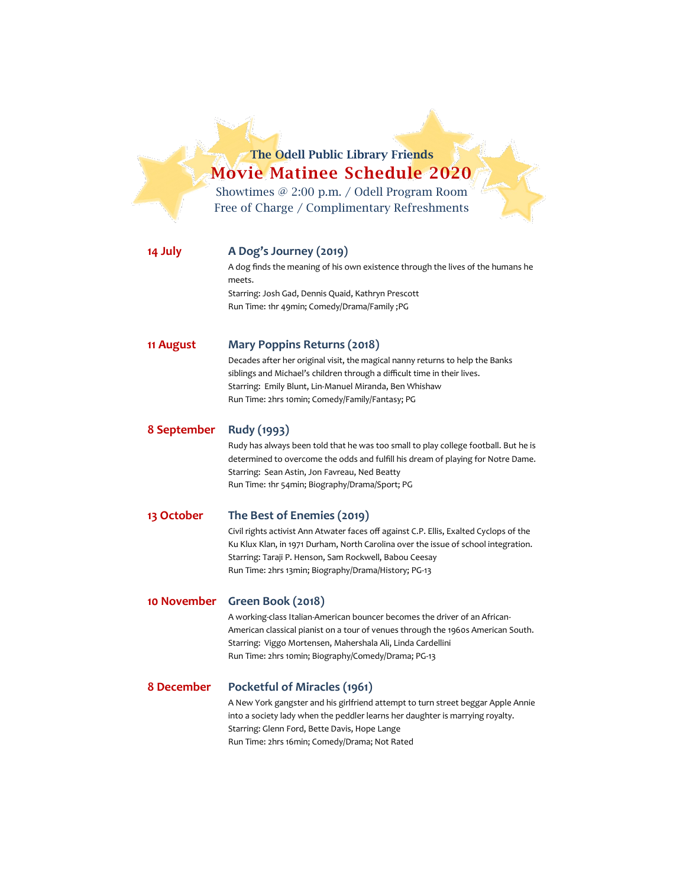### The Odell Public Library Friends

# Movie Matinee Schedule 2020

Showtimes @ 2:00 p.m. / Odell Program Room
Free of Charge / Complimentary Refreshments

**14 July**

**A Dog's Journey (2019)**
A dog finds the meaning of his own existence through the lives of the humans he meets.
Starring: Josh Gad, Dennis Quaid, Kathryn Prescott
Run Time: 1hr 49min; Comedy/Drama/Family ;PG

**11 August**

**Mary Poppins Returns (2018)**
Decades after her original visit, the magical nanny returns to help the Banks siblings and Michael's children through a difficult time in their lives.
Starring: Emily Blunt, Lin-Manuel Miranda, Ben Whishaw
Run Time: 2hrs 10min; Comedy/Family/Fantasy; PG

**8 September**

**Rudy (1993)**
Rudy has always been told that he was too small to play college football. But he is determined to overcome the odds and fulfill his dream of playing for Notre Dame.
Starring: Sean Astin, Jon Favreau, Ned Beatty
Run Time: 1hr 54min; Biography/Drama/Sport; PG

**13 October**

**The Best of Enemies (2019)**
Civil rights activist Ann Atwater faces off against C.P. Ellis, Exalted Cyclops of the Ku Klux Klan, in 1971 Durham, North Carolina over the issue of school integration.
Starring: Taraji P. Henson, Sam Rockwell, Babou Ceesay
Run Time: 2hrs 13min; Biography/Drama/History; PG-13

**10 November**

**Green Book (2018)**
A working-class Italian-American bouncer becomes the driver of an African-American classical pianist on a tour of venues through the 1960s American South.
Starring: Viggo Mortensen, Mahershala Ali, Linda Cardellini
Run Time: 2hrs 10min; Biography/Comedy/Drama; PG-13

**8 December**

**Pocketful of Miracles (1961)**
A New York gangster and his girlfriend attempt to turn street beggar Apple Annie into a society lady when the peddler learns her daughter is marrying royalty.
Starring: Glenn Ford, Bette Davis, Hope Lange
Run Time: 2hrs 16min; Comedy/Drama; Not Rated